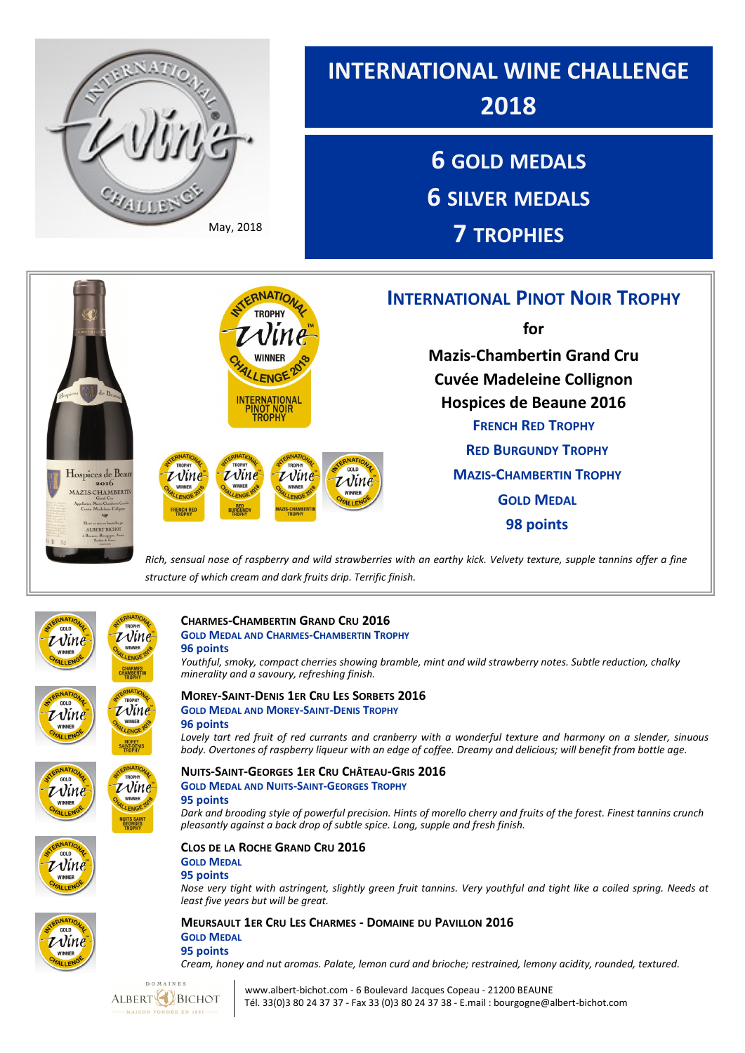May, 2018

# INTERNATIONAL WINE CHALLENGE 2018

## 6 GOLD MEDALS
## 6 SILVER MEDALS
## 7 TROPHIES

## INTERNATIONAL PINOT NOIR TROPHY

**for**

**Mazis-Chambertin Grand Cru**
**Cuvée Madeleine Collignon**
**Hospices de Beaune 2016**

**FRENCH RED TROPHY**

**RED BURGUNDY TROPHY**

**MAZIS-CHAMBERTIN TROPHY**

**GOLD MEDAL**

**98 points**

*Rich, sensual nose of raspberry and wild strawberries with an earthy kick. Velvety texture, supple tannins offer a fine structure of which cream and dark fruits drip. Terrific finish.*

### CHARMES-CHAMBERTIN GRAND CRU 2016

**GOLD MEDAL AND CHARMES-CHAMBERTIN TROPHY**

**96 points**

*Youthful, smoky, compact cherries showing bramble, mint and wild strawberry notes. Subtle reduction, chalky minerality and a savoury, refreshing finish.*

### MOREY-SAINT-DENIS 1ER CRU LES SORBETS 2016

**GOLD MEDAL AND MOREY-SAINT-DENIS TROPHY**

**96 points**

*Lovely tart red fruit of red currants and cranberry with a wonderful texture and harmony on a slender, sinuous body. Overtones of raspberry liqueur with an edge of coffee. Dreamy and delicious; will benefit from bottle age.*

### NUITS-SAINT-GEORGES 1ER CRU CHÂTEAU-GRIS 2016

**GOLD MEDAL AND NUITS-SAINT-GEORGES TROPHY**

**95 points**

*Dark and brooding style of powerful precision. Hints of morello cherry and fruits of the forest. Finest tannins crunch pleasantly against a back drop of subtle spice. Long, supple and fresh finish.*

### CLOS DE LA ROCHE GRAND CRU 2016

**GOLD MEDAL**

**95 points**

*Nose very tight with astringent, slightly green fruit tannins. Very youthful and tight like a coiled spring. Needs at least five years but will be great.*

### MEURSAULT 1ER CRU LES CHARMES - DOMAINE DU PAVILLON 2016

**GOLD MEDAL**

**95 points**

*Cream, honey and nut aromas. Palate, lemon curd and brioche; restrained, lemony acidity, rounded, textured.*

DOMAINES ALBERT BICHOT – MAISON FONDÉE EN 1831

www.albert-bichot.com - 6 Boulevard Jacques Copeau - 21200 BEAUNE
Tél. 33(0)3 80 24 37 37 - Fax 33 (0)3 80 24 37 38 - E.mail : bourgogne@albert-bichot.com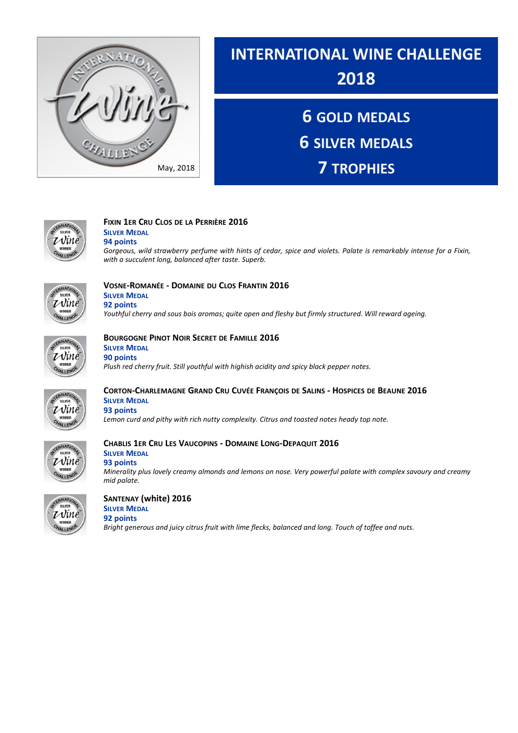# INTERNATIONAL WINE CHALLENGE 2018

May, 2018

## 6 GOLD MEDALS
## 6 SILVER MEDALS
## 7 TROPHIES

**FIXIN 1ER CRU CLOS DE LA PERRIÈRE 2016**
**SILVER MEDAL**
**94 points**
*Gorgeous, wild strawberry perfume with hints of cedar, spice and violets. Palate is remarkably intense for a Fixin, with a succulent long, balanced after taste. Superb.*

**VOSNE-ROMANÉE - DOMAINE DU CLOS FRANTIN 2016**
**SILVER MEDAL**
**92 points**
*Youthful cherry and sous bois aromas; quite open and fleshy but firmly structured. Will reward ageing.*

**BOURGOGNE PINOT NOIR SECRET DE FAMILLE 2016**
**SILVER MEDAL**
**90 points**
*Plush red cherry fruit. Still youthful with highish acidity and spicy black pepper notes.*

**CORTON-CHARLEMAGNE GRAND CRU CUVÉE FRANÇOIS DE SALINS - HOSPICES DE BEAUNE 2016**
**SILVER MEDAL**
**93 points**
*Lemon curd and pithy with rich nutty complexity. Citrus and toasted notes heady top note.*

**CHABLIS 1ER CRU LES VAUCOPINS - DOMAINE LONG-DEPAQUIT 2016**
**SILVER MEDAL**
**93 points**
*Minerality plus lovely creamy almonds and lemons on nose. Very powerful palate with complex savoury and creamy mid palate.*

**SANTENAY (white) 2016**
**SILVER MEDAL**
**92 points**
*Bright generous and juicy citrus fruit with lime flecks, balanced and long. Touch of toffee and nuts.*